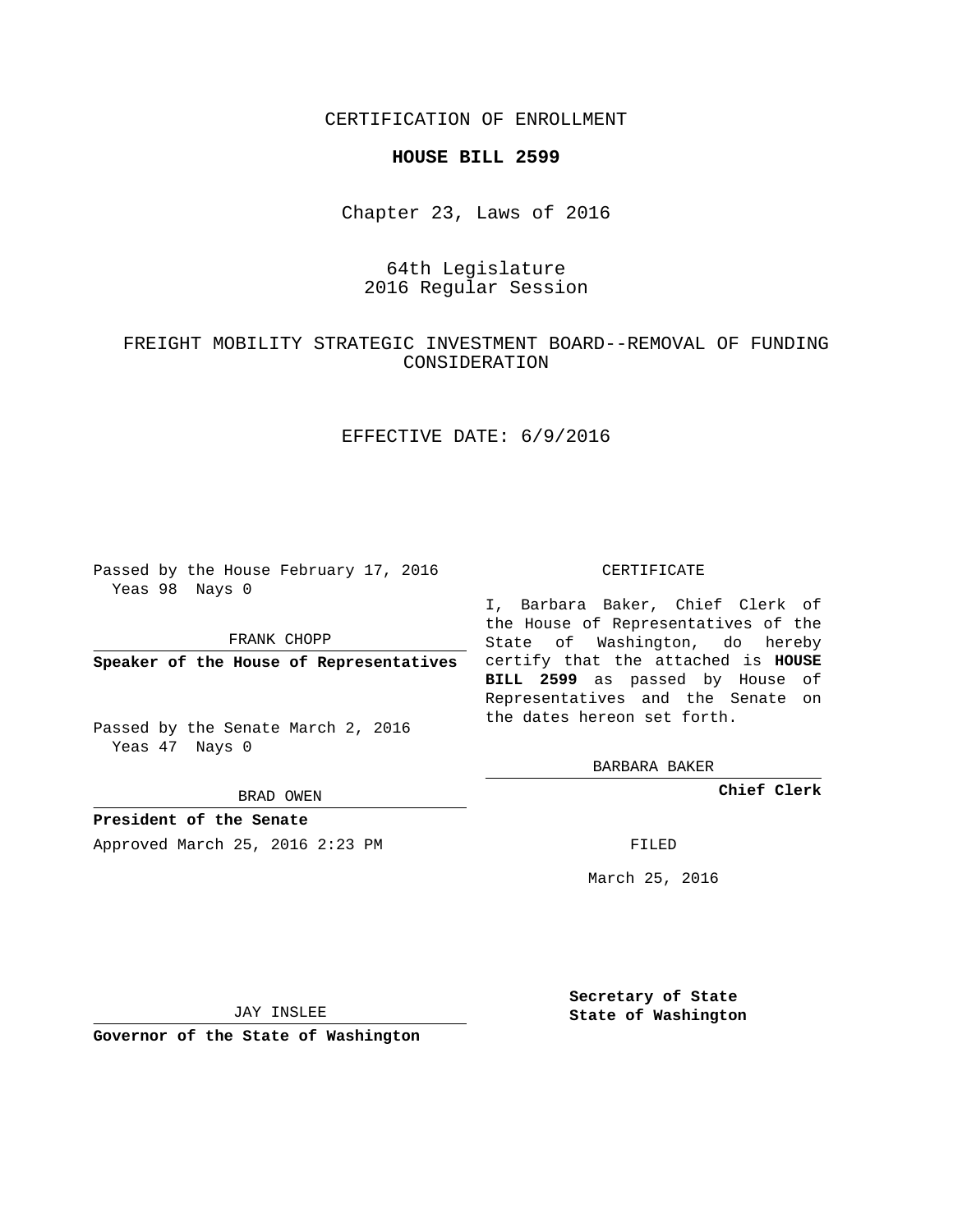CERTIFICATION OF ENROLLMENT

# HOUSE BILL 2599

Chapter 23, Laws of 2016

64th Legislature
2016 Regular Session

FREIGHT MOBILITY STRATEGIC INVESTMENT BOARD--REMOVAL OF FUNDING CONSIDERATION

EFFECTIVE DATE: 6/9/2016

Passed by the House February 17, 2016
Yeas 98 Nays 0

FRANK CHOPP

**Speaker of the House of Representatives**

Passed by the Senate March 2, 2016
Yeas 47 Nays 0

BRAD OWEN

**President of the Senate**

Approved March 25, 2016 2:23 PM

JAY INSLEE

**Governor of the State of Washington**

CERTIFICATE

I, Barbara Baker, Chief Clerk of the House of Representatives of the State of Washington, do hereby certify that the attached is **HOUSE BILL 2599** as passed by House of Representatives and the Senate on the dates hereon set forth.

BARBARA BAKER

**Chief Clerk**

FILED

March 25, 2016

**Secretary of State**
**State of Washington**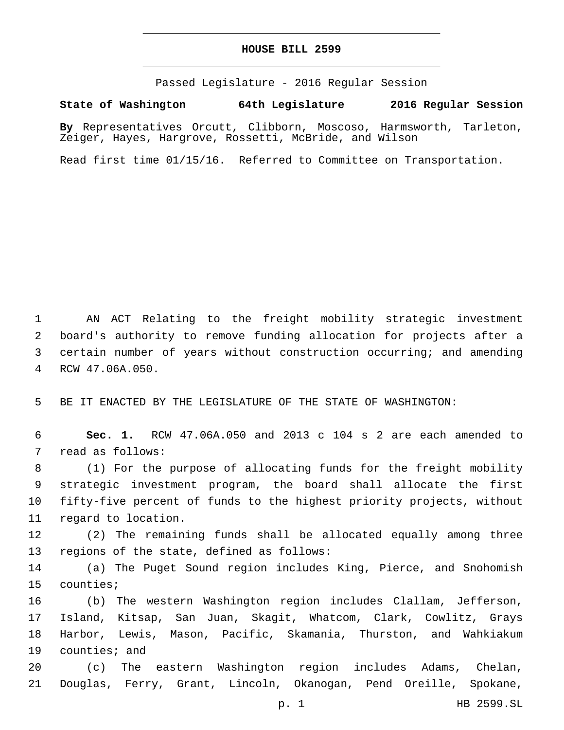**HOUSE BILL 2599**

Passed Legislature - 2016 Regular Session

**State of Washington 64th Legislature 2016 Regular Session**

**By** Representatives Orcutt, Clibborn, Moscoso, Harmsworth, Tarleton, Zeiger, Hayes, Hargrove, Rossetti, McBride, and Wilson

Read first time 01/15/16. Referred to Committee on Transportation.

AN ACT Relating to the freight mobility strategic investment board's authority to remove funding allocation for projects after a certain number of years without construction occurring; and amending RCW 47.06A.050.

BE IT ENACTED BY THE LEGISLATURE OF THE STATE OF WASHINGTON:

**Sec. 1.** RCW 47.06A.050 and 2013 c 104 s 2 are each amended to read as follows:

(1) For the purpose of allocating funds for the freight mobility strategic investment program, the board shall allocate the first fifty-five percent of funds to the highest priority projects, without regard to location.

(2) The remaining funds shall be allocated equally among three regions of the state, defined as follows:

(a) The Puget Sound region includes King, Pierce, and Snohomish counties;

(b) The western Washington region includes Clallam, Jefferson, Island, Kitsap, San Juan, Skagit, Whatcom, Clark, Cowlitz, Grays Harbor, Lewis, Mason, Pacific, Skamania, Thurston, and Wahkiakum counties; and

(c) The eastern Washington region includes Adams, Chelan, Douglas, Ferry, Grant, Lincoln, Okanogan, Pend Oreille, Spokane,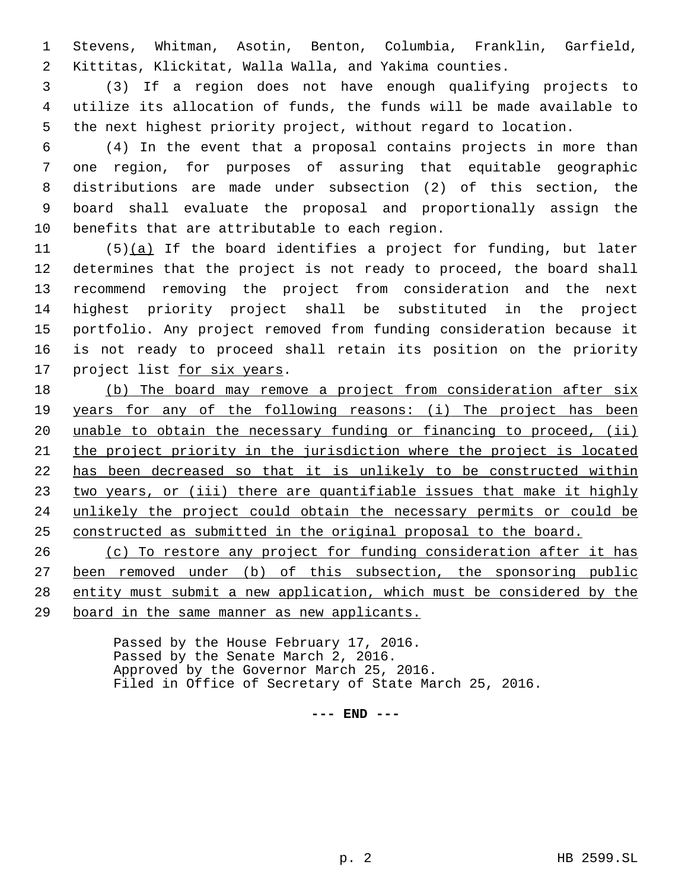Stevens, Whitman, Asotin, Benton, Columbia, Franklin, Garfield, Kittitas, Klickitat, Walla Walla, and Yakima counties.

(3) If a region does not have enough qualifying projects to utilize its allocation of funds, the funds will be made available to the next highest priority project, without regard to location.

(4) In the event that a proposal contains projects in more than one region, for purposes of assuring that equitable geographic distributions are made under subsection (2) of this section, the board shall evaluate the proposal and proportionally assign the benefits that are attributable to each region.

(5)<u>(a)</u> If the board identifies a project for funding, but later determines that the project is not ready to proceed, the board shall recommend removing the project from consideration and the next highest priority project shall be substituted in the project portfolio. Any project removed from funding consideration because it is not ready to proceed shall retain its position on the priority project list <u>for six years</u>.

<u>(b) The board may remove a project from consideration after six years for any of the following reasons: (i) The project has been unable to obtain the necessary funding or financing to proceed, (ii) the project priority in the jurisdiction where the project is located has been decreased so that it is unlikely to be constructed within two years, or (iii) there are quantifiable issues that make it highly unlikely the project could obtain the necessary permits or could be constructed as submitted in the original proposal to the board.</u>

<u>(c) To restore any project for funding consideration after it has been removed under (b) of this subsection, the sponsoring public entity must submit a new application, which must be considered by the board in the same manner as new applicants.</u>

Passed by the House February 17, 2016.
Passed by the Senate March 2, 2016.
Approved by the Governor March 25, 2016.
Filed in Office of Secretary of State March 25, 2016.

**--- END ---**